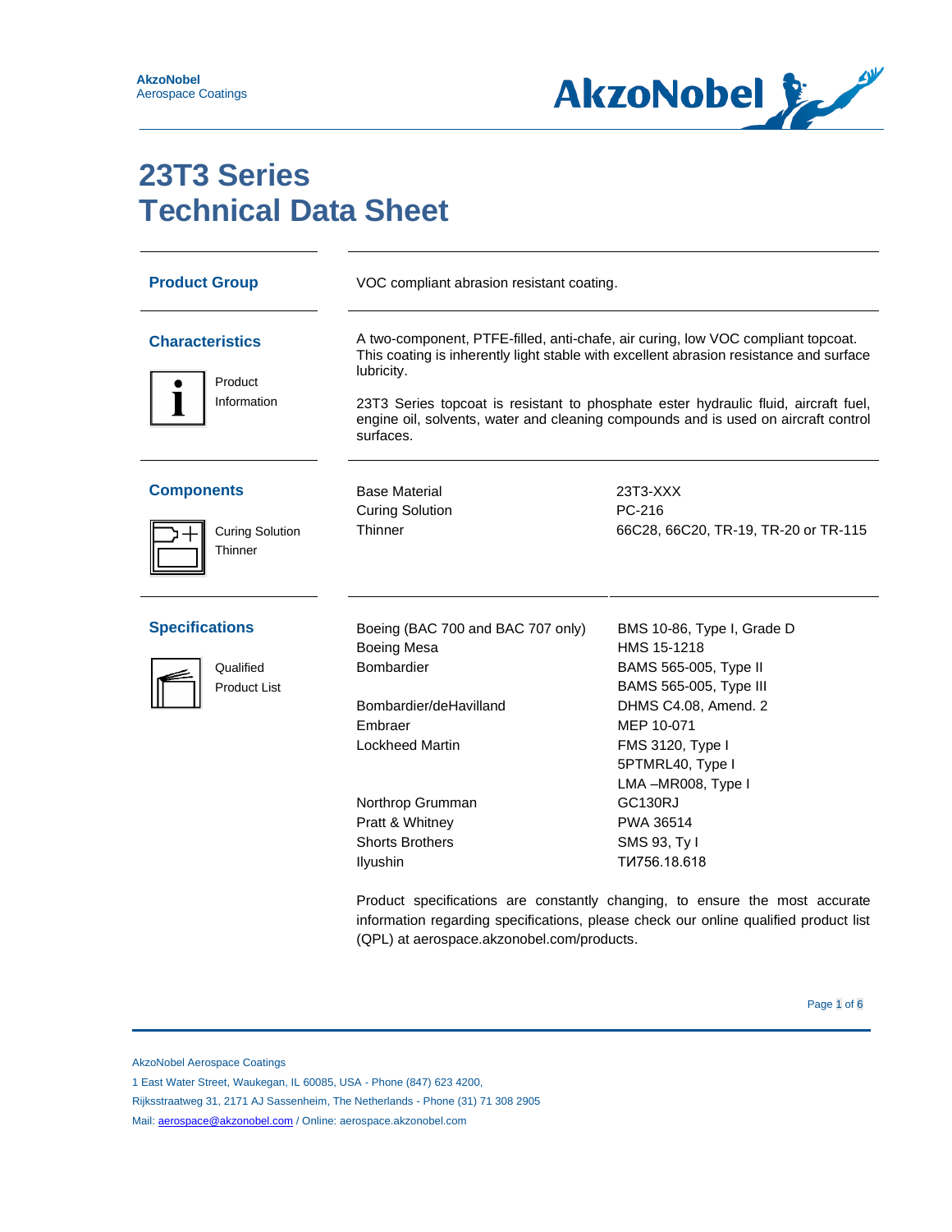# 23T3 Series
# Technical Data Sheet

## Product Group

VOC compliant abrasion resistant coating.

## Characteristics

Product Information

A two-component, PTFE-filled, anti-chafe, air curing, low VOC compliant topcoat. This coating is inherently light stable with excellent abrasion resistance and surface lubricity.

23T3 Series topcoat is resistant to phosphate ester hydraulic fluid, aircraft fuel, engine oil, solvents, water and cleaning compounds and is used on aircraft control surfaces.

## Components

Curing Solution
Thinner

| | |
|---|---|
| Base Material | 23T3-XXX |
| Curing Solution | PC-216 |
| Thinner | 66C28, 66C20, TR-19, TR-20 or TR-115 |

## Specifications

Qualified Product List

| | |
|---|---|
| Boeing (BAC 700 and BAC 707 only) | BMS 10-86, Type I, Grade D |
| Boeing Mesa | HMS 15-1218 |
| Bombardier | BAMS 565-005, Type II |
| | BAMS 565-005, Type III |
| Bombardier/deHavilland | DHMS C4.08, Amend. 2 |
| Embraer | MEP 10-071 |
| Lockheed Martin | FMS 3120, Type I |
| | 5PTMRL40, Type I |
| | LMA –MR008, Type I |
| Northrop Grumman | GC130RJ |
| Pratt & Whitney | PWA 36514 |
| Shorts Brothers | SMS 93, Ty I |
| Ilyushin | ТИ756.18.618 |

Product specifications are constantly changing, to ensure the most accurate information regarding specifications, please check our online qualified product list (QPL) at aerospace.akzonobel.com/products.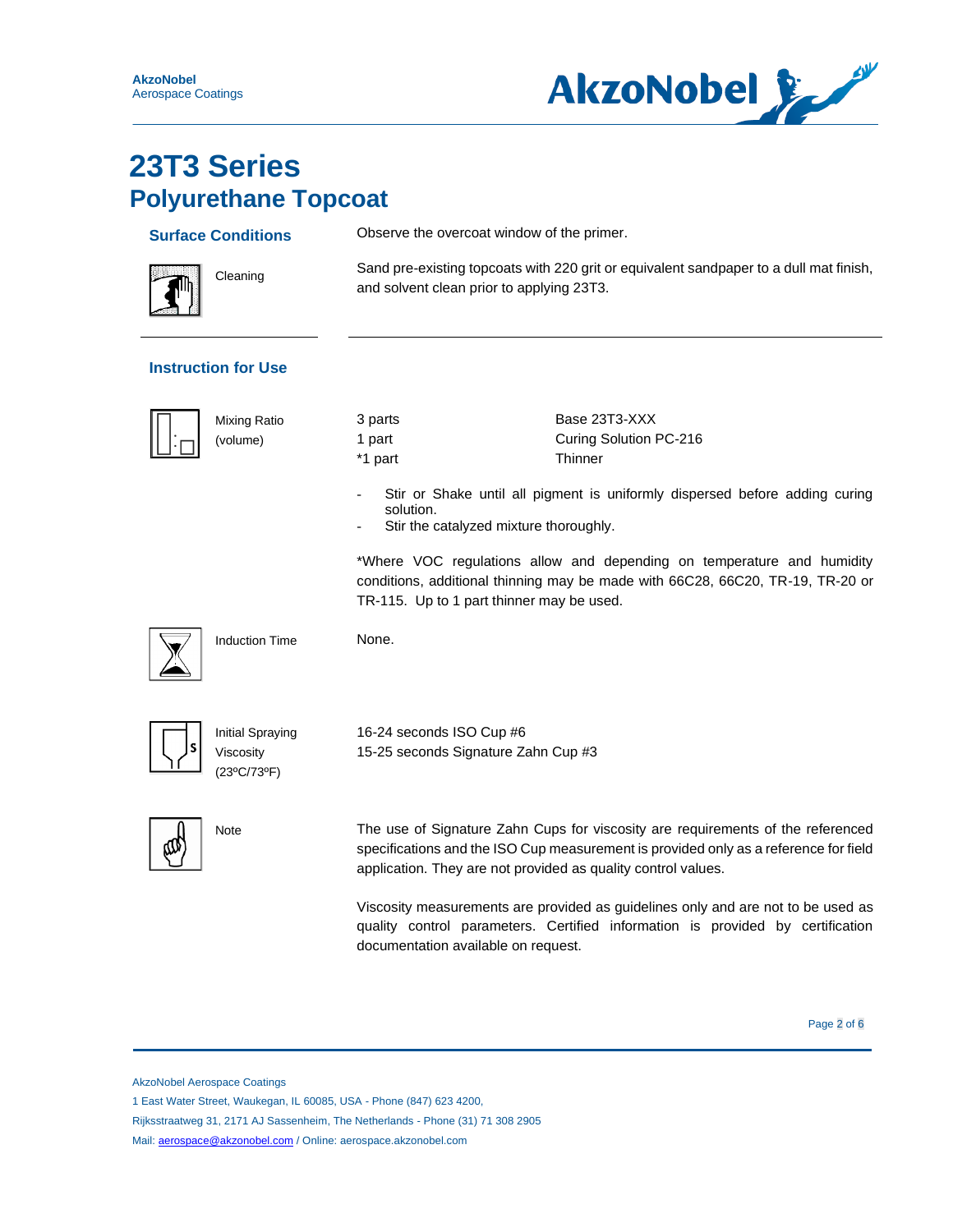# 23T3 Series
## Polyurethane Topcoat

### Surface Conditions

Observe the overcoat window of the primer.

**Cleaning**

Sand pre-existing topcoats with 220 grit or equivalent sandpaper to a dull mat finish, and solvent clean prior to applying 23T3.

---

### Instruction for Use

**Mixing Ratio (volume)**

| | |
|---|---|
| 3 parts | Base 23T3-XXX |
| 1 part | Curing Solution PC-216 |
| *1 part | Thinner |

- Stir or Shake until all pigment is uniformly dispersed before adding curing solution.
- Stir the catalyzed mixture thoroughly.

*Where VOC regulations allow and depending on temperature and humidity conditions, additional thinning may be made with 66C28, 66C20, TR-19, TR-20 or TR-115. Up to 1 part thinner may be used.

**Induction Time**

None.

**Initial Spraying Viscosity (23ºC/73ºF)**

16-24 seconds ISO Cup #6
15-25 seconds Signature Zahn Cup #3

**Note**

The use of Signature Zahn Cups for viscosity are requirements of the referenced specifications and the ISO Cup measurement is provided only as a reference for field application. They are not provided as quality control values.

Viscosity measurements are provided as guidelines only and are not to be used as quality control parameters. Certified information is provided by certification documentation available on request.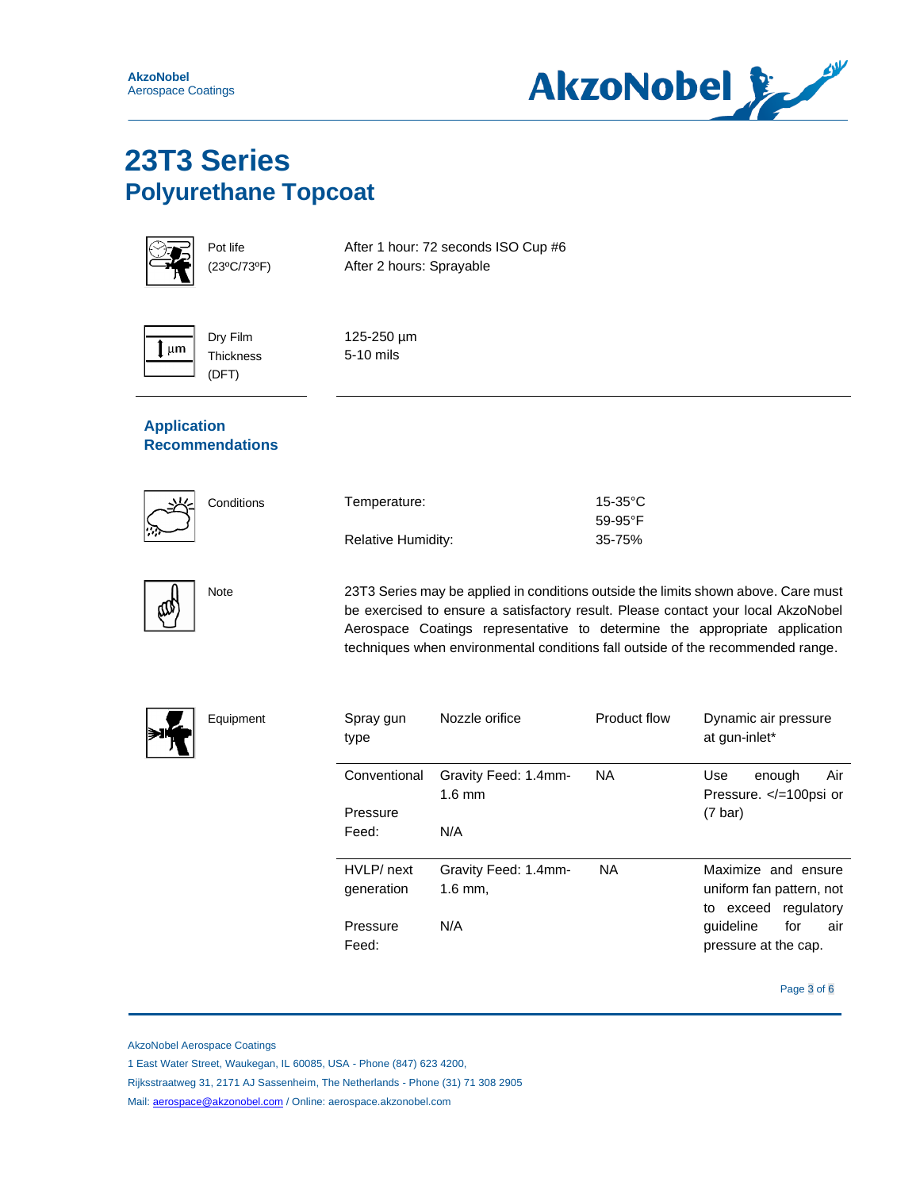# 23T3 Series

## Polyurethane Topcoat

| | |
|---|---|
| Pot life (23ºC/73ºF) | After 1 hour: 72 seconds ISO Cup #6<br>After 2 hours: Sprayable |
| Dry Film Thickness (DFT) | 125-250 µm<br>5-10 mils |

### Application Recommendations

**Conditions**

| | |
|---|---|
| Temperature: | 15-35°C<br>59-95°F |
| Relative Humidity: | 35-75% |

**Note**

23T3 Series may be applied in conditions outside the limits shown above. Care must be exercised to ensure a satisfactory result. Please contact your local AkzoNobel Aerospace Coatings representative to determine the appropriate application techniques when environmental conditions fall outside of the recommended range.

**Equipment**

| Spray gun type | Nozzle orifice | Product flow | Dynamic air pressure at gun-inlet* |
|---|---|---|---|
| Conventional<br><br>Pressure Feed: | Gravity Feed: 1.4mm-1.6 mm<br><br>N/A | NA | Use enough Air Pressure. </=100psi or (7 bar) |
| HVLP/ next generation<br><br>Pressure Feed: | Gravity Feed: 1.4mm-1.6 mm,<br><br>N/A | NA | Maximize and ensure uniform fan pattern, not to exceed regulatory guideline for air pressure at the cap. |

AkzoNobel Aerospace Coatings
1 East Water Street, Waukegan, IL 60085, USA - Phone (847) 623 4200,
Rijksstraatweg 31, 2171 AJ Sassenheim, The Netherlands - Phone (31) 71 308 2905
Mail: aerospace@akzonobel.com / Online: aerospace.akzonobel.com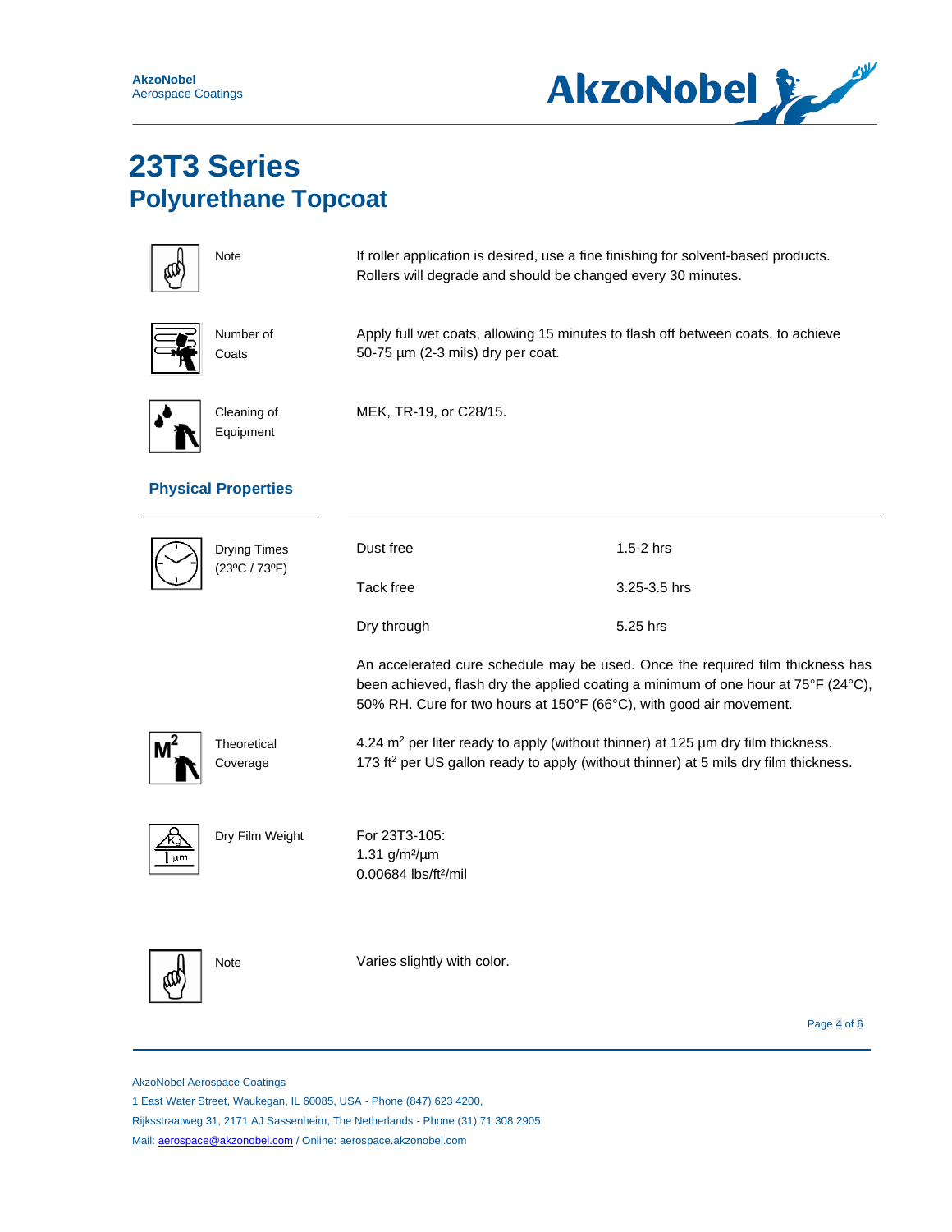# 23T3 Series
## Polyurethane Topcoat

| | |
|---|---|
| Note | If roller application is desired, use a fine finishing for solvent-based products. Rollers will degrade and should be changed every 30 minutes. |
| Number of Coats | Apply full wet coats, allowing 15 minutes to flash off between coats, to achieve 50-75 µm (2-3 mils) dry per coat. |
| Cleaning of Equipment | MEK, TR-19, or C28/15. |

### Physical Properties

| | | |
|---|---|---|
| Drying Times (23ºC / 73ºF) | Dust free | 1.5-2 hrs |
| | Tack free | 3.25-3.5 hrs |
| | Dry through | 5.25 hrs |

An accelerated cure schedule may be used. Once the required film thickness has been achieved, flash dry the applied coating a minimum of one hour at 75°F (24°C), 50% RH. Cure for two hours at 150°F (66°C), with good air movement.

| | |
|---|---|
| Theoretical Coverage | 4.24 $m^2$ per liter ready to apply (without thinner) at 125 µm dry film thickness.<br>173 $ft^2$ per US gallon ready to apply (without thinner) at 5 mils dry film thickness. |
| Dry Film Weight | For 23T3-105:<br>1.31 g/m²/µm<br>0.00684 lbs/ft²/mil |
| Note | Varies slightly with color. |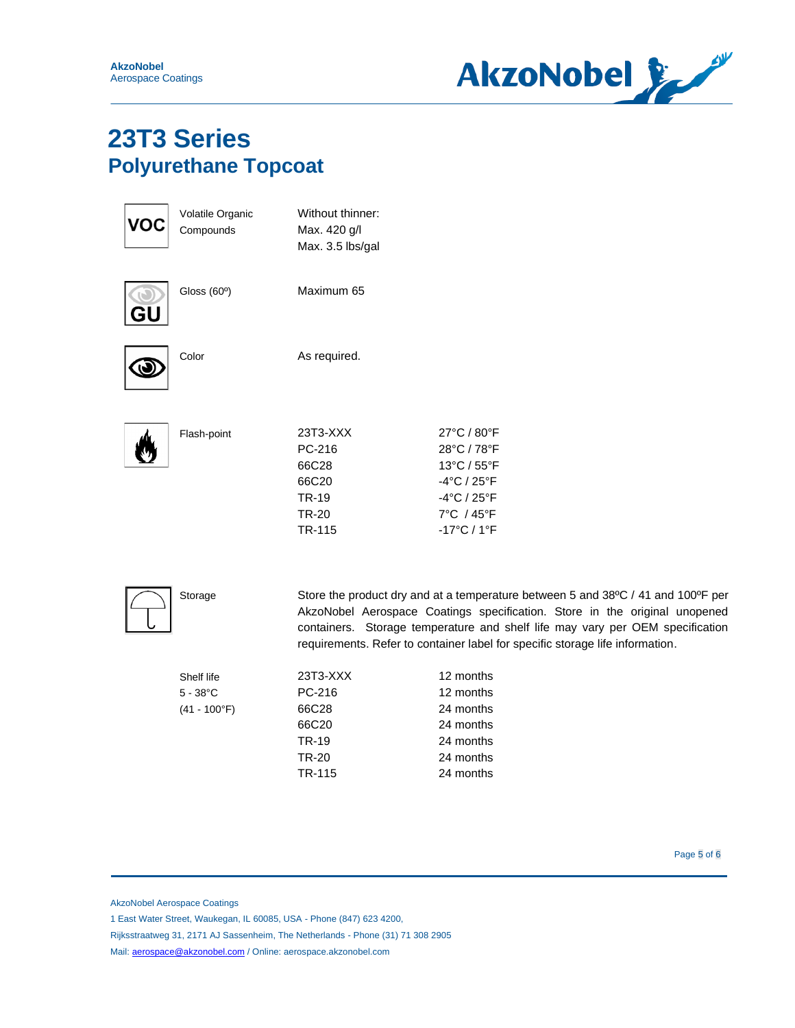# 23T3 Series

## Polyurethane Topcoat

| | | | |
|---|---|---|---|
| VOC | Volatile Organic Compounds | Without thinner:<br>Max. 420 g/l<br>Max. 3.5 lbs/gal | |
| GU | Gloss (60º) | Maximum 65 | |
| | Color | As required. | |
| | Flash-point | 23T3-XXX | 27°C / 80°F |
| | | PC-216 | 28°C / 78°F |
| | | 66C28 | 13°C / 55°F |
| | | 66C20 | -4°C / 25°F |
| | | TR-19 | -4°C / 25°F |
| | | TR-20 | 7°C / 45°F |
| | | TR-115 | -17°C / 1°F |

**Storage**

Store the product dry and at a temperature between 5 and 38ºC / 41 and 100ºF per AkzoNobel Aerospace Coatings specification. Store in the original unopened containers. Storage temperature and shelf life may vary per OEM specification requirements. Refer to container label for specific storage life information.

| Shelf life 5 - 38°C (41 - 100°F) | | |
|---|---|---|
| | 23T3-XXX | 12 months |
| | PC-216 | 12 months |
| | 66C28 | 24 months |
| | 66C20 | 24 months |
| | TR-19 | 24 months |
| | TR-20 | 24 months |
| | TR-115 | 24 months |

AkzoNobel Aerospace Coatings
1 East Water Street, Waukegan, IL 60085, USA - Phone (847) 623 4200,
Rijksstraatweg 31, 2171 AJ Sassenheim, The Netherlands - Phone (31) 71 308 2905
Mail: aerospace@akzonobel.com / Online: aerospace.akzonobel.com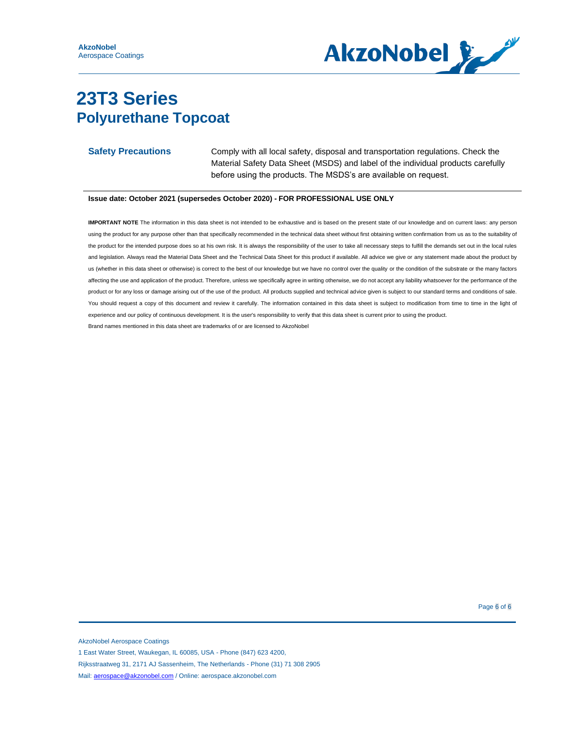# 23T3 Series
## Polyurethane Topcoat

**Safety Precautions**

Comply with all local safety, disposal and transportation regulations. Check the Material Safety Data Sheet (MSDS) and label of the individual products carefully before using the products. The MSDS's are available on request.

**Issue date: October 2021 (supersedes October 2020) - FOR PROFESSIONAL USE ONLY**

**IMPORTANT NOTE** The information in this data sheet is not intended to be exhaustive and is based on the present state of our knowledge and on current laws: any person using the product for any purpose other than that specifically recommended in the technical data sheet without first obtaining written confirmation from us as to the suitability of the product for the intended purpose does so at his own risk. It is always the responsibility of the user to take all necessary steps to fulfill the demands set out in the local rules and legislation. Always read the Material Data Sheet and the Technical Data Sheet for this product if available. All advice we give or any statement made about the product by us (whether in this data sheet or otherwise) is correct to the best of our knowledge but we have no control over the quality or the condition of the substrate or the many factors affecting the use and application of the product. Therefore, unless we specifically agree in writing otherwise, we do not accept any liability whatsoever for the performance of the product or for any loss or damage arising out of the use of the product. All products supplied and technical advice given is subject to our standard terms and conditions of sale. You should request a copy of this document and review it carefully. The information contained in this data sheet is subject to modification from time to time in the light of experience and our policy of continuous development. It is the user's responsibility to verify that this data sheet is current prior to using the product.

Brand names mentioned in this data sheet are trademarks of or are licensed to AkzoNobel

AkzoNobel Aerospace Coatings
1 East Water Street, Waukegan, IL 60085, USA - Phone (847) 623 4200,
Rijksstraatweg 31, 2171 AJ Sassenheim, The Netherlands - Phone (31) 71 308 2905
Mail: aerospace@akzonobel.com / Online: aerospace.akzonobel.com